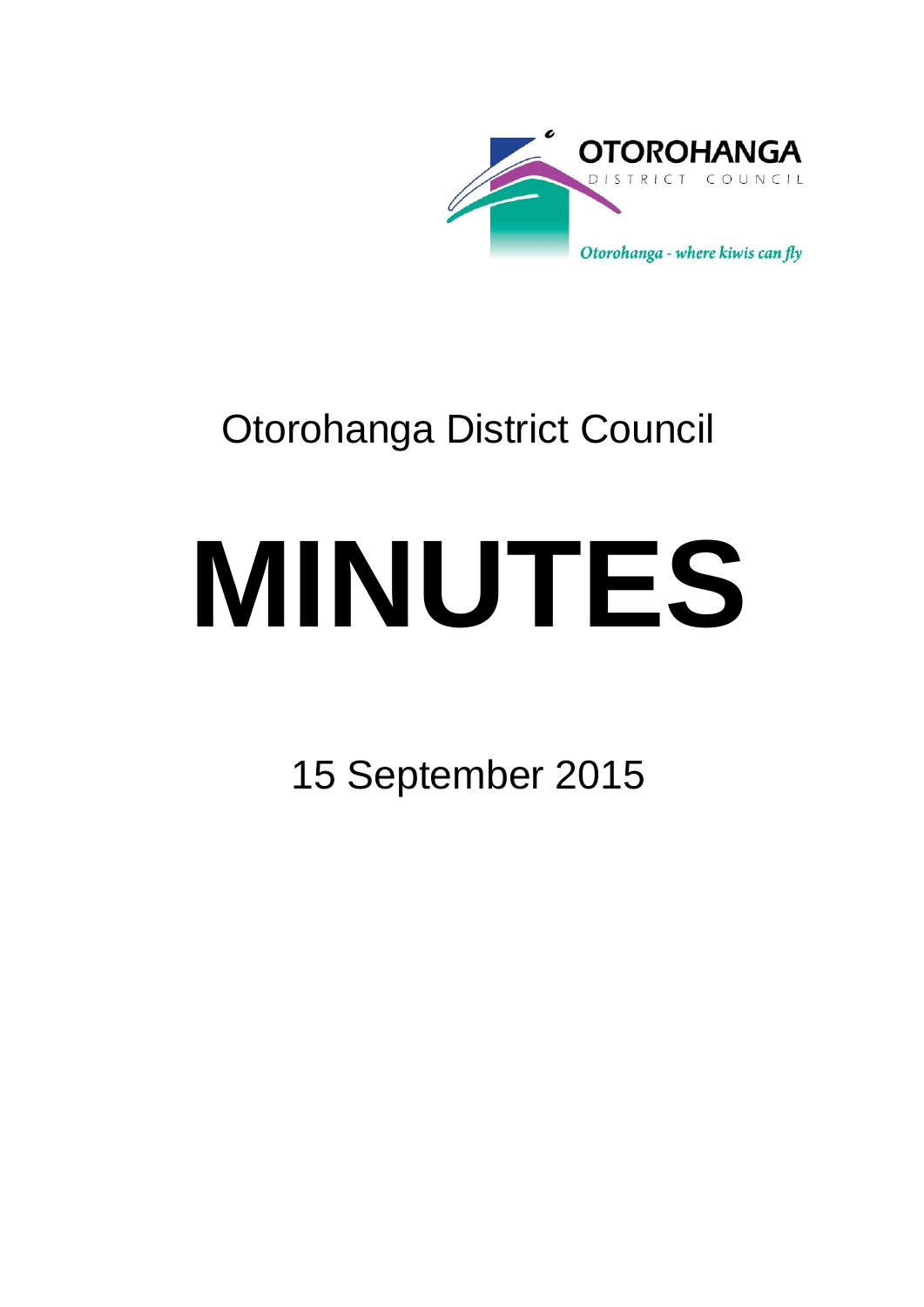OTOROHANGA

DISTRICT COUNCIL

*Otorohanga - where kiwis can fly*

# Otorohanga District Council

# MINUTES

15 September 2015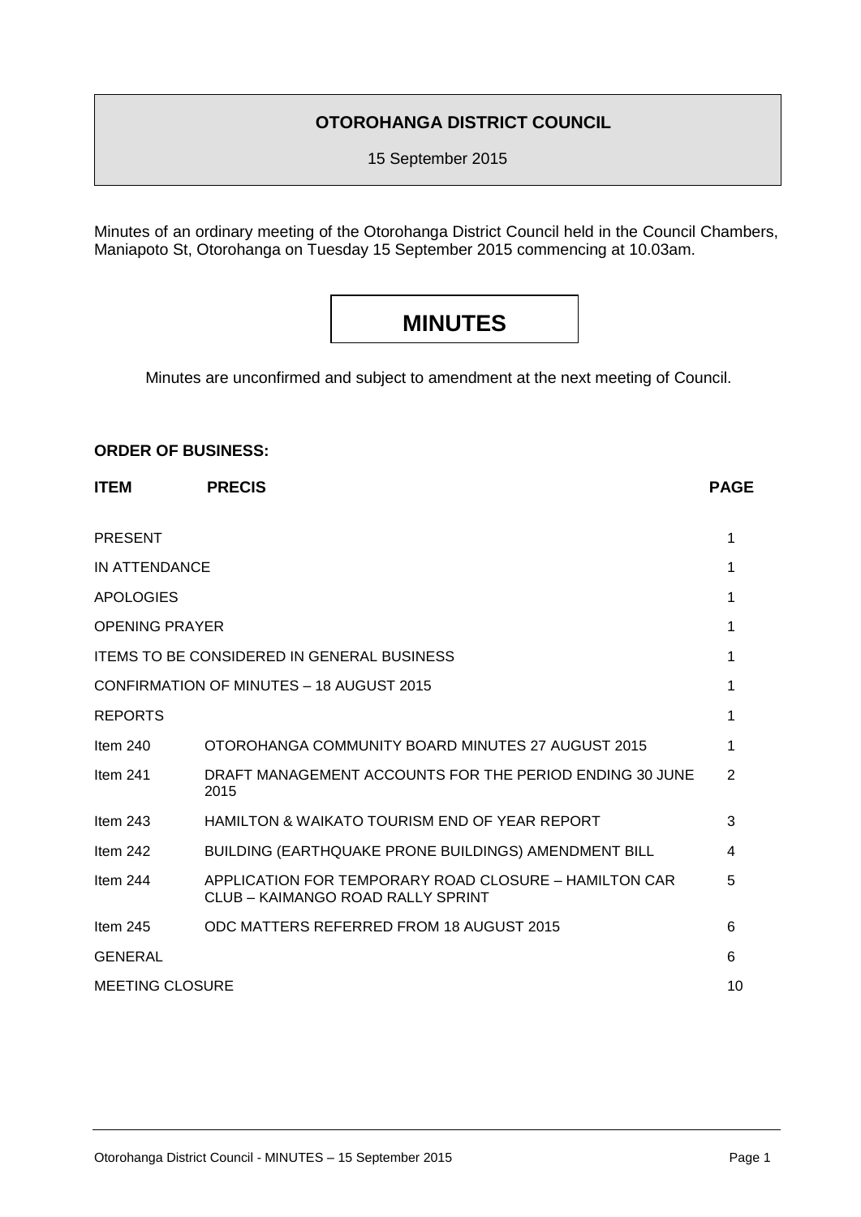# OTOROHANGA DISTRICT COUNCIL

15 September 2015

Minutes of an ordinary meeting of the Otorohanga District Council held in the Council Chambers, Maniapoto St, Otorohanga on Tuesday 15 September 2015 commencing at 10.03am.

# MINUTES

Minutes are unconfirmed and subject to amendment at the next meeting of Council.

**ORDER OF BUSINESS:**

| **ITEM** | **PRECIS** | **PAGE** |
|---|---|---|
| PRESENT | | 1 |
| IN ATTENDANCE | | 1 |
| APOLOGIES | | 1 |
| OPENING PRAYER | | 1 |
| ITEMS TO BE CONSIDERED IN GENERAL BUSINESS | | 1 |
| CONFIRMATION OF MINUTES – 18 AUGUST 2015 | | 1 |
| REPORTS | | 1 |
| Item 240 | OTOROHANGA COMMUNITY BOARD MINUTES 27 AUGUST 2015 | 1 |
| Item 241 | DRAFT MANAGEMENT ACCOUNTS FOR THE PERIOD ENDING 30 JUNE 2015 | 2 |
| Item 243 | HAMILTON & WAIKATO TOURISM END OF YEAR REPORT | 3 |
| Item 242 | BUILDING (EARTHQUAKE PRONE BUILDINGS) AMENDMENT BILL | 4 |
| Item 244 | APPLICATION FOR TEMPORARY ROAD CLOSURE – HAMILTON CAR CLUB – KAIMANGO ROAD RALLY SPRINT | 5 |
| Item 245 | ODC MATTERS REFERRED FROM 18 AUGUST 2015 | 6 |
| GENERAL | | 6 |
| MEETING CLOSURE | | 10 |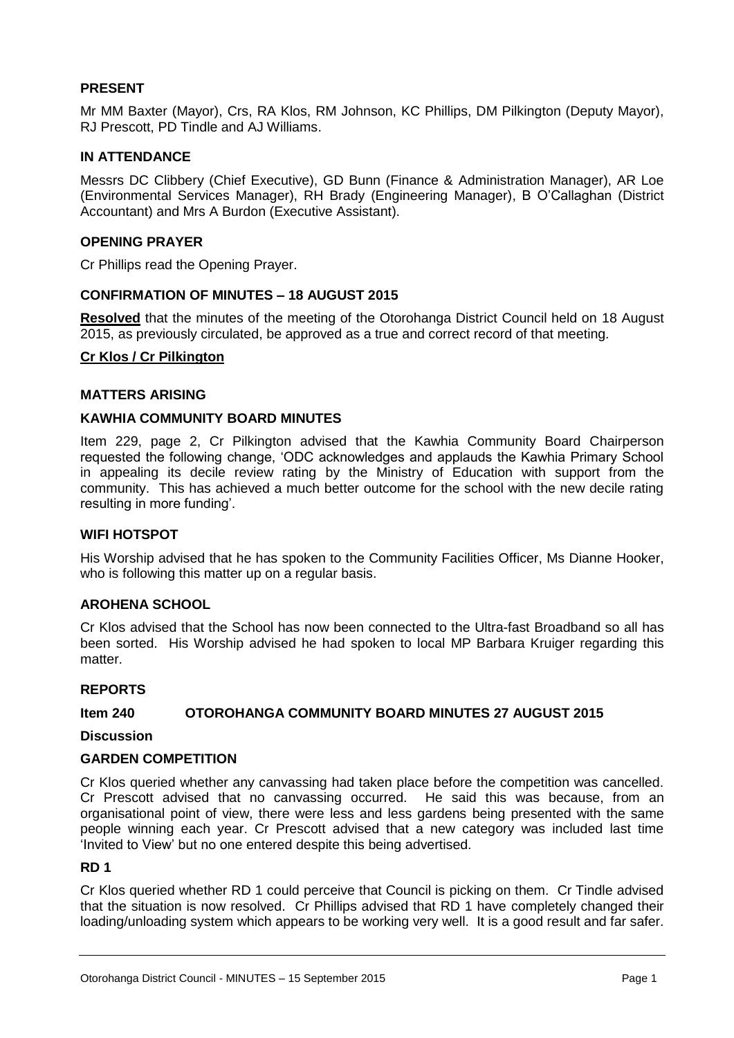**PRESENT**

Mr MM Baxter (Mayor), Crs, RA Klos, RM Johnson, KC Phillips, DM Pilkington (Deputy Mayor), RJ Prescott, PD Tindle and AJ Williams.

**IN ATTENDANCE**

Messrs DC Clibbery (Chief Executive), GD Bunn (Finance & Administration Manager), AR Loe (Environmental Services Manager), RH Brady (Engineering Manager), B O'Callaghan (District Accountant) and Mrs A Burdon (Executive Assistant).

**OPENING PRAYER**

Cr Phillips read the Opening Prayer.

**CONFIRMATION OF MINUTES – 18 AUGUST 2015**

**Resolved** that the minutes of the meeting of the Otorohanga District Council held on 18 August 2015, as previously circulated, be approved as a true and correct record of that meeting.

**Cr Klos / Cr Pilkington**

**MATTERS ARISING**

**KAWHIA COMMUNITY BOARD MINUTES**

Item 229, page 2, Cr Pilkington advised that the Kawhia Community Board Chairperson requested the following change, 'ODC acknowledges and applauds the Kawhia Primary School in appealing its decile review rating by the Ministry of Education with support from the community. This has achieved a much better outcome for the school with the new decile rating resulting in more funding'.

**WIFI HOTSPOT**

His Worship advised that he has spoken to the Community Facilities Officer, Ms Dianne Hooker, who is following this matter up on a regular basis.

**AROHENA SCHOOL**

Cr Klos advised that the School has now been connected to the Ultra-fast Broadband so all has been sorted. His Worship advised he had spoken to local MP Barbara Kruiger regarding this matter.

**REPORTS**

**Item 240 OTOROHANGA COMMUNITY BOARD MINUTES 27 AUGUST 2015**

**Discussion**

**GARDEN COMPETITION**

Cr Klos queried whether any canvassing had taken place before the competition was cancelled. Cr Prescott advised that no canvassing occurred. He said this was because, from an organisational point of view, there were less and less gardens being presented with the same people winning each year. Cr Prescott advised that a new category was included last time 'Invited to View' but no one entered despite this being advertised.

**RD 1**

Cr Klos queried whether RD 1 could perceive that Council is picking on them. Cr Tindle advised that the situation is now resolved. Cr Phillips advised that RD 1 have completely changed their loading/unloading system which appears to be working very well. It is a good result and far safer.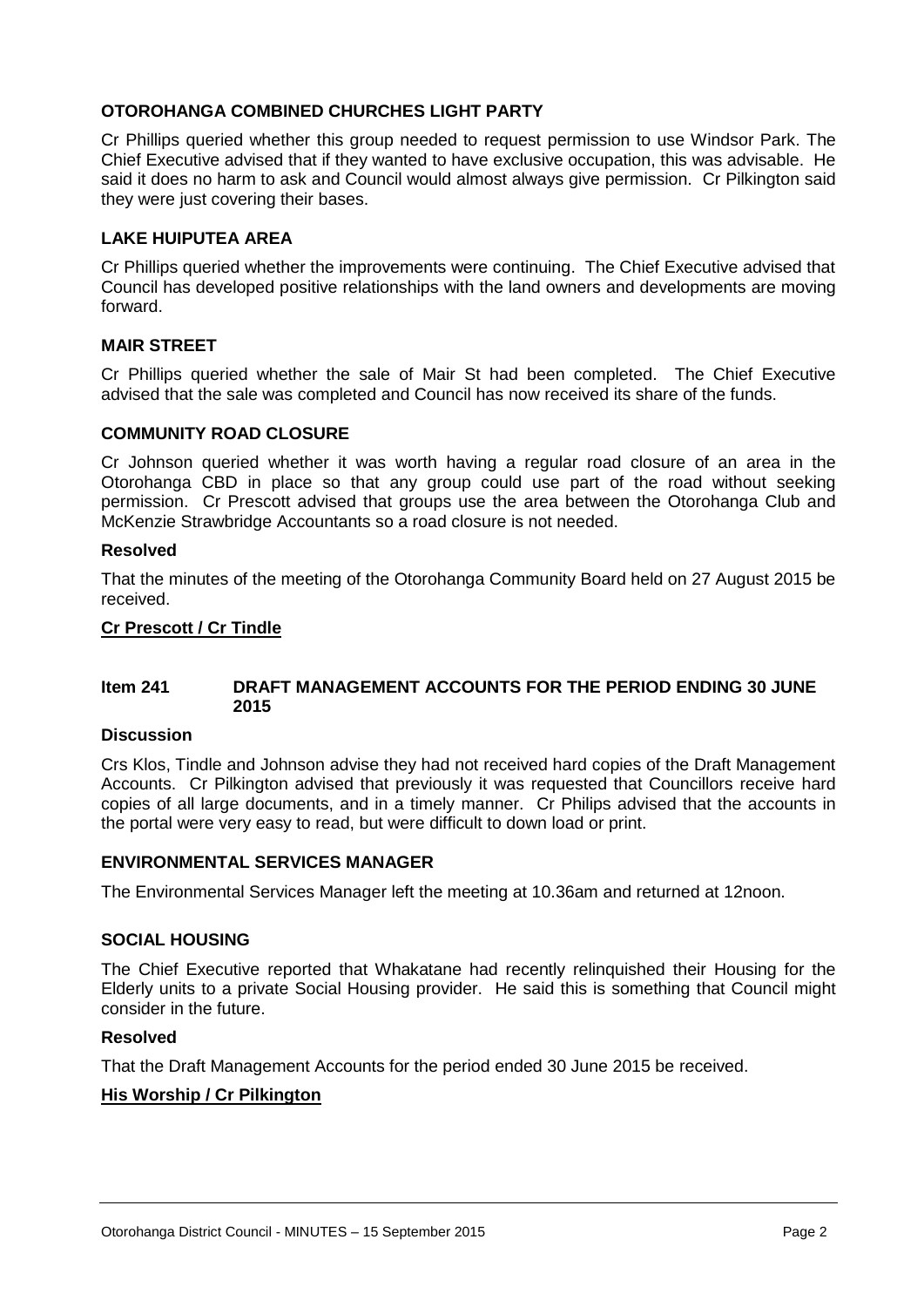### OTOROHANGA COMBINED CHURCHES LIGHT PARTY

Cr Phillips queried whether this group needed to request permission to use Windsor Park. The Chief Executive advised that if they wanted to have exclusive occupation, this was advisable. He said it does no harm to ask and Council would almost always give permission. Cr Pilkington said they were just covering their bases.

### LAKE HUIPUTEA AREA

Cr Phillips queried whether the improvements were continuing. The Chief Executive advised that Council has developed positive relationships with the land owners and developments are moving forward.

### MAIR STREET

Cr Phillips queried whether the sale of Mair St had been completed. The Chief Executive advised that the sale was completed and Council has now received its share of the funds.

### COMMUNITY ROAD CLOSURE

Cr Johnson queried whether it was worth having a regular road closure of an area in the Otorohanga CBD in place so that any group could use part of the road without seeking permission. Cr Prescott advised that groups use the area between the Otorohanga Club and McKenzie Strawbridge Accountants so a road closure is not needed.

**Resolved**

That the minutes of the meeting of the Otorohanga Community Board held on 27 August 2015 be received.

**Cr Prescott / Cr Tindle**

## Item 241 DRAFT MANAGEMENT ACCOUNTS FOR THE PERIOD ENDING 30 JUNE 2015

**Discussion**

Crs Klos, Tindle and Johnson advise they had not received hard copies of the Draft Management Accounts. Cr Pilkington advised that previously it was requested that Councillors receive hard copies of all large documents, and in a timely manner. Cr Philips advised that the accounts in the portal were very easy to read, but were difficult to down load or print.

### ENVIRONMENTAL SERVICES MANAGER

The Environmental Services Manager left the meeting at 10.36am and returned at 12noon.

### SOCIAL HOUSING

The Chief Executive reported that Whakatane had recently relinquished their Housing for the Elderly units to a private Social Housing provider. He said this is something that Council might consider in the future.

**Resolved**

That the Draft Management Accounts for the period ended 30 June 2015 be received.

**His Worship / Cr Pilkington**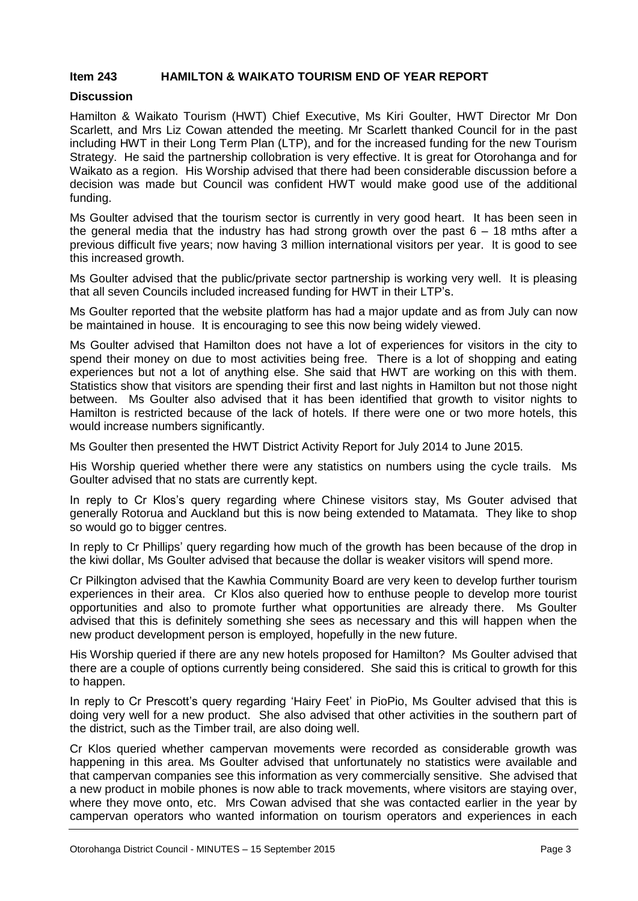## Item 243 HAMILTON & WAIKATO TOURISM END OF YEAR REPORT

**Discussion**

Hamilton & Waikato Tourism (HWT) Chief Executive, Ms Kiri Goulter, HWT Director Mr Don Scarlett, and Mrs Liz Cowan attended the meeting. Mr Scarlett thanked Council for in the past including HWT in their Long Term Plan (LTP), and for the increased funding for the new Tourism Strategy. He said the partnership collobration is very effective. It is great for Otorohanga and for Waikato as a region. His Worship advised that there had been considerable discussion before a decision was made but Council was confident HWT would make good use of the additional funding.

Ms Goulter advised that the tourism sector is currently in very good heart. It has been seen in the general media that the industry has had strong growth over the past 6 – 18 mths after a previous difficult five years; now having 3 million international visitors per year. It is good to see this increased growth.

Ms Goulter advised that the public/private sector partnership is working very well. It is pleasing that all seven Councils included increased funding for HWT in their LTP's.

Ms Goulter reported that the website platform has had a major update and as from July can now be maintained in house. It is encouraging to see this now being widely viewed.

Ms Goulter advised that Hamilton does not have a lot of experiences for visitors in the city to spend their money on due to most activities being free. There is a lot of shopping and eating experiences but not a lot of anything else. She said that HWT are working on this with them. Statistics show that visitors are spending their first and last nights in Hamilton but not those night between. Ms Goulter also advised that it has been identified that growth to visitor nights to Hamilton is restricted because of the lack of hotels. If there were one or two more hotels, this would increase numbers significantly.

Ms Goulter then presented the HWT District Activity Report for July 2014 to June 2015.

His Worship queried whether there were any statistics on numbers using the cycle trails. Ms Goulter advised that no stats are currently kept.

In reply to Cr Klos's query regarding where Chinese visitors stay, Ms Gouter advised that generally Rotorua and Auckland but this is now being extended to Matamata. They like to shop so would go to bigger centres.

In reply to Cr Phillips' query regarding how much of the growth has been because of the drop in the kiwi dollar, Ms Goulter advised that because the dollar is weaker visitors will spend more.

Cr Pilkington advised that the Kawhia Community Board are very keen to develop further tourism experiences in their area. Cr Klos also queried how to enthuse people to develop more tourist opportunities and also to promote further what opportunities are already there. Ms Goulter advised that this is definitely something she sees as necessary and this will happen when the new product development person is employed, hopefully in the new future.

His Worship queried if there are any new hotels proposed for Hamilton? Ms Goulter advised that there are a couple of options currently being considered. She said this is critical to growth for this to happen.

In reply to Cr Prescott's query regarding 'Hairy Feet' in PioPio, Ms Goulter advised that this is doing very well for a new product. She also advised that other activities in the southern part of the district, such as the Timber trail, are also doing well.

Cr Klos queried whether campervan movements were recorded as considerable growth was happening in this area. Ms Goulter advised that unfortunately no statistics were available and that campervan companies see this information as very commercially sensitive. She advised that a new product in mobile phones is now able to track movements, where visitors are staying over, where they move onto, etc. Mrs Cowan advised that she was contacted earlier in the year by campervan operators who wanted information on tourism operators and experiences in each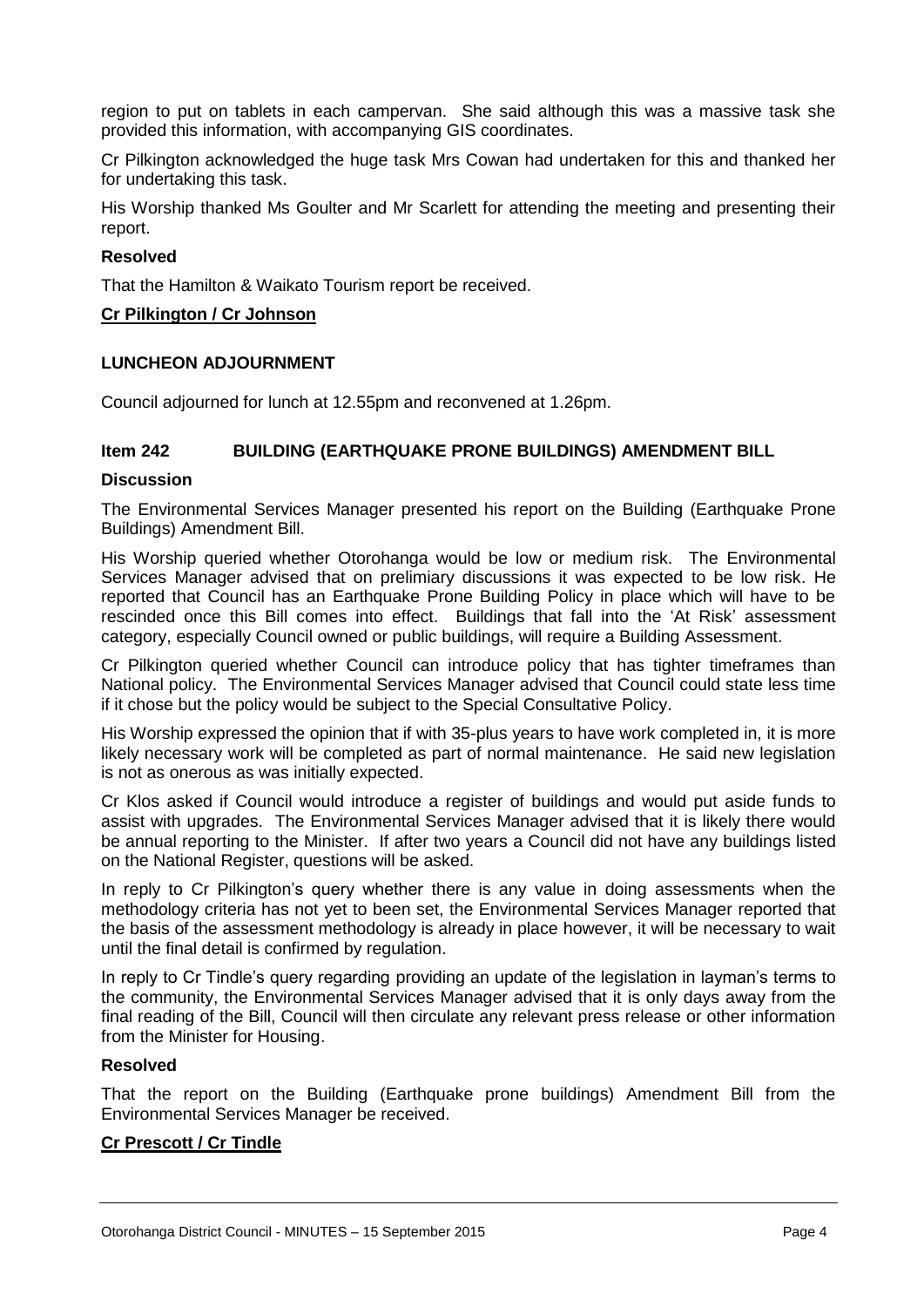region to put on tablets in each campervan. She said although this was a massive task she provided this information, with accompanying GIS coordinates.

Cr Pilkington acknowledged the huge task Mrs Cowan had undertaken for this and thanked her for undertaking this task.

His Worship thanked Ms Goulter and Mr Scarlett for attending the meeting and presenting their report.

**Resolved**

That the Hamilton & Waikato Tourism report be received.

**Cr Pilkington / Cr Johnson**

**LUNCHEON ADJOURNMENT**

Council adjourned for lunch at 12.55pm and reconvened at 1.26pm.

**Item 242 BUILDING (EARTHQUAKE PRONE BUILDINGS) AMENDMENT BILL**

**Discussion**

The Environmental Services Manager presented his report on the Building (Earthquake Prone Buildings) Amendment Bill.

His Worship queried whether Otorohanga would be low or medium risk. The Environmental Services Manager advised that on prelimiary discussions it was expected to be low risk. He reported that Council has an Earthquake Prone Building Policy in place which will have to be rescinded once this Bill comes into effect. Buildings that fall into the 'At Risk' assessment category, especially Council owned or public buildings, will require a Building Assessment.

Cr Pilkington queried whether Council can introduce policy that has tighter timeframes than National policy. The Environmental Services Manager advised that Council could state less time if it chose but the policy would be subject to the Special Consultative Policy.

His Worship expressed the opinion that if with 35-plus years to have work completed in, it is more likely necessary work will be completed as part of normal maintenance. He said new legislation is not as onerous as was initially expected.

Cr Klos asked if Council would introduce a register of buildings and would put aside funds to assist with upgrades. The Environmental Services Manager advised that it is likely there would be annual reporting to the Minister. If after two years a Council did not have any buildings listed on the National Register, questions will be asked.

In reply to Cr Pilkington's query whether there is any value in doing assessments when the methodology criteria has not yet to been set, the Environmental Services Manager reported that the basis of the assessment methodology is already in place however, it will be necessary to wait until the final detail is confirmed by regulation.

In reply to Cr Tindle's query regarding providing an update of the legislation in layman's terms to the community, the Environmental Services Manager advised that it is only days away from the final reading of the Bill, Council will then circulate any relevant press release or other information from the Minister for Housing.

**Resolved**

That the report on the Building (Earthquake prone buildings) Amendment Bill from the Environmental Services Manager be received.

**Cr Prescott / Cr Tindle**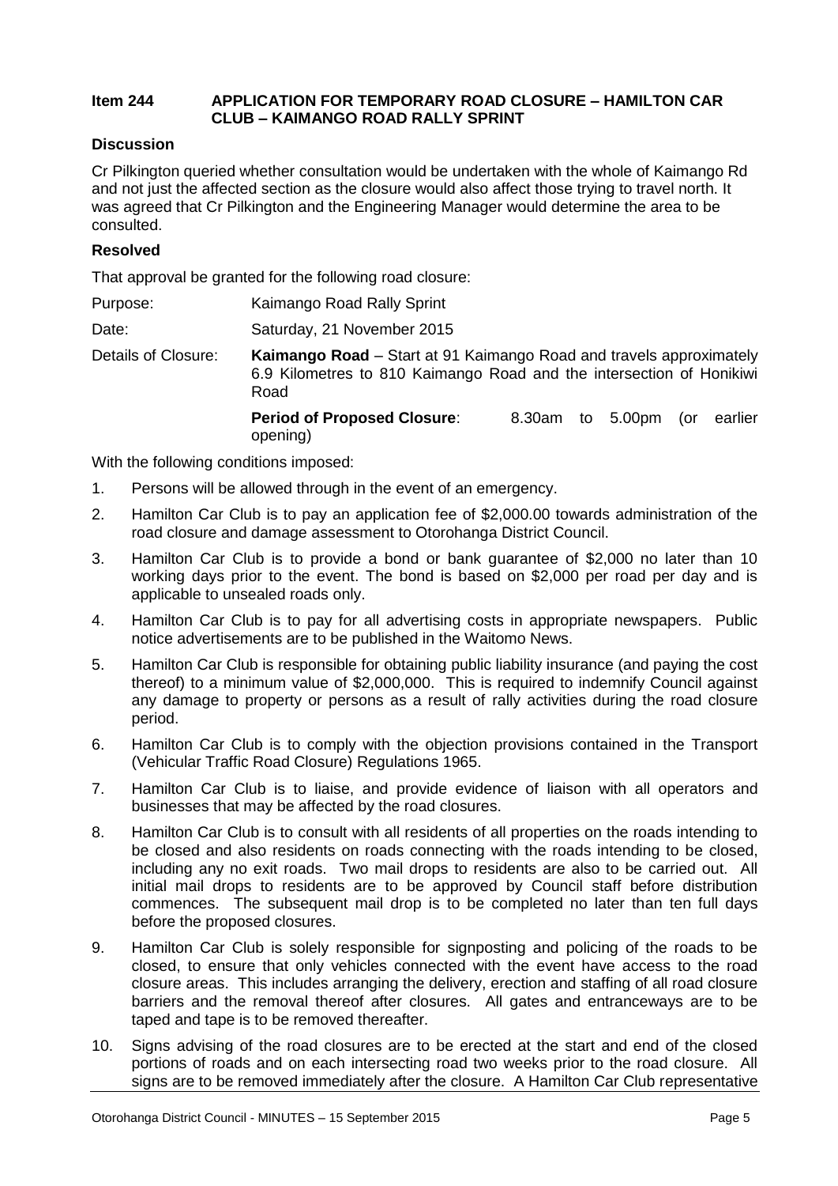**Item 244 APPLICATION FOR TEMPORARY ROAD CLOSURE – HAMILTON CAR CLUB – KAIMANGO ROAD RALLY SPRINT**

**Discussion**

Cr Pilkington queried whether consultation would be undertaken with the whole of Kaimango Rd and not just the affected section as the closure would also affect those trying to travel north. It was agreed that Cr Pilkington and the Engineering Manager would determine the area to be consulted.

**Resolved**

That approval be granted for the following road closure:

Purpose: Kaimango Road Rally Sprint

Date: Saturday, 21 November 2015

Details of Closure: **Kaimango Road** – Start at 91 Kaimango Road and travels approximately 6.9 Kilometres to 810 Kaimango Road and the intersection of Honikiwi Road

**Period of Proposed Closure**: 8.30am to 5.00pm (or earlier opening)

With the following conditions imposed:

1. Persons will be allowed through in the event of an emergency.
2. Hamilton Car Club is to pay an application fee of $2,000.00 towards administration of the road closure and damage assessment to Otorohanga District Council.
3. Hamilton Car Club is to provide a bond or bank guarantee of $2,000 no later than 10 working days prior to the event. The bond is based on $2,000 per road per day and is applicable to unsealed roads only.
4. Hamilton Car Club is to pay for all advertising costs in appropriate newspapers. Public notice advertisements are to be published in the Waitomo News.
5. Hamilton Car Club is responsible for obtaining public liability insurance (and paying the cost thereof) to a minimum value of $2,000,000. This is required to indemnify Council against any damage to property or persons as a result of rally activities during the road closure period.
6. Hamilton Car Club is to comply with the objection provisions contained in the Transport (Vehicular Traffic Road Closure) Regulations 1965.
7. Hamilton Car Club is to liaise, and provide evidence of liaison with all operators and businesses that may be affected by the road closures.
8. Hamilton Car Club is to consult with all residents of all properties on the roads intending to be closed and also residents on roads connecting with the roads intending to be closed, including any no exit roads. Two mail drops to residents are also to be carried out. All initial mail drops to residents are to be approved by Council staff before distribution commences. The subsequent mail drop is to be completed no later than ten full days before the proposed closures.
9. Hamilton Car Club is solely responsible for signposting and policing of the roads to be closed, to ensure that only vehicles connected with the event have access to the road closure areas. This includes arranging the delivery, erection and staffing of all road closure barriers and the removal thereof after closures. All gates and entranceways are to be taped and tape is to be removed thereafter.
10. Signs advising of the road closures are to be erected at the start and end of the closed portions of roads and on each intersecting road two weeks prior to the road closure. All signs are to be removed immediately after the closure. A Hamilton Car Club representative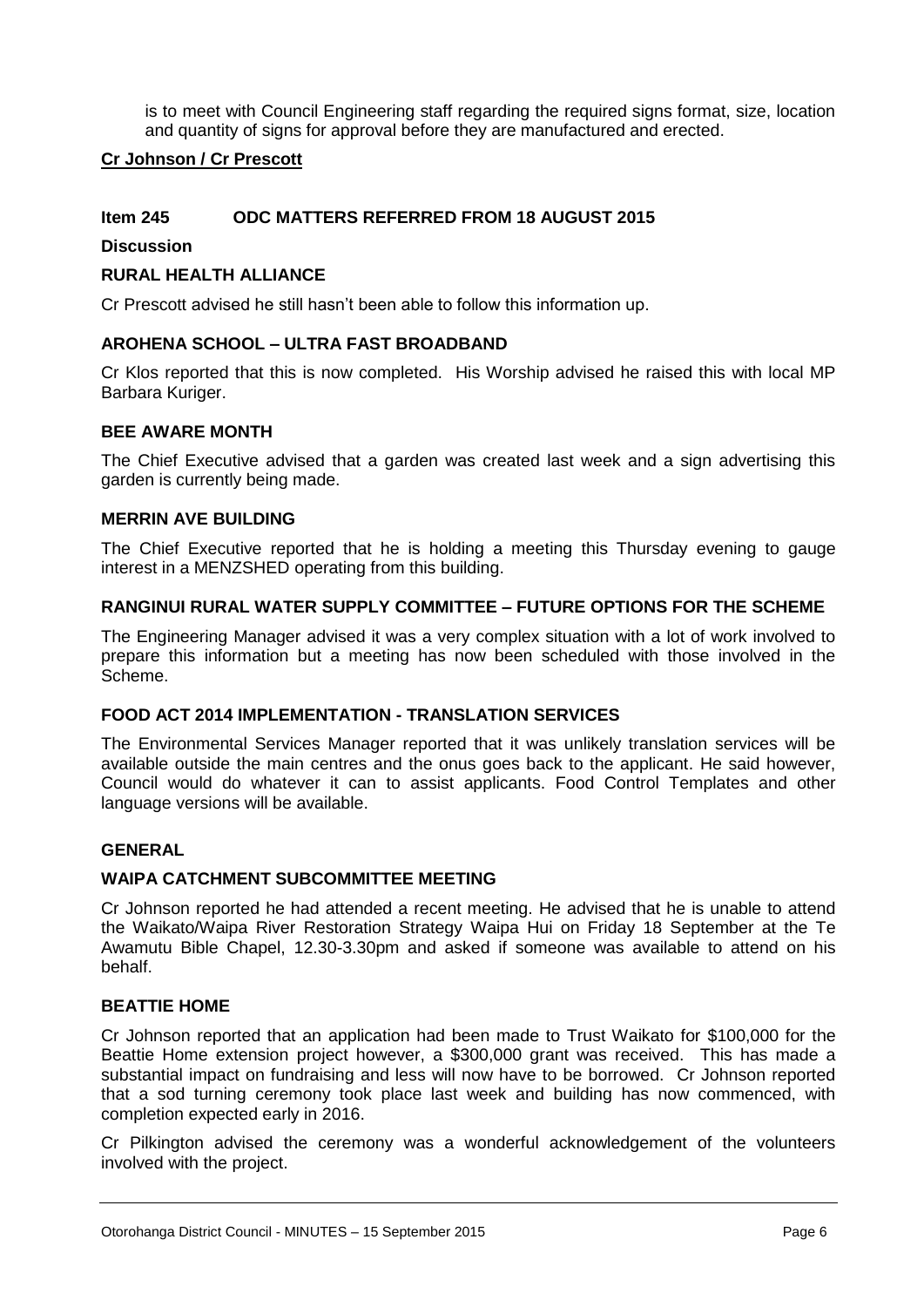is to meet with Council Engineering staff regarding the required signs format, size, location and quantity of signs for approval before they are manufactured and erected.

**Cr Johnson / Cr Prescott**

### Item 245 ODC MATTERS REFERRED FROM 18 AUGUST 2015

**Discussion**

**RURAL HEALTH ALLIANCE**

Cr Prescott advised he still hasn't been able to follow this information up.

**AROHENA SCHOOL – ULTRA FAST BROADBAND**

Cr Klos reported that this is now completed. His Worship advised he raised this with local MP Barbara Kuriger.

**BEE AWARE MONTH**

The Chief Executive advised that a garden was created last week and a sign advertising this garden is currently being made.

**MERRIN AVE BUILDING**

The Chief Executive reported that he is holding a meeting this Thursday evening to gauge interest in a MENZSHED operating from this building.

**RANGINUI RURAL WATER SUPPLY COMMITTEE – FUTURE OPTIONS FOR THE SCHEME**

The Engineering Manager advised it was a very complex situation with a lot of work involved to prepare this information but a meeting has now been scheduled with those involved in the Scheme.

**FOOD ACT 2014 IMPLEMENTATION - TRANSLATION SERVICES**

The Environmental Services Manager reported that it was unlikely translation services will be available outside the main centres and the onus goes back to the applicant. He said however, Council would do whatever it can to assist applicants. Food Control Templates and other language versions will be available.

**GENERAL**

**WAIPA CATCHMENT SUBCOMMITTEE MEETING**

Cr Johnson reported he had attended a recent meeting. He advised that he is unable to attend the Waikato/Waipa River Restoration Strategy Waipa Hui on Friday 18 September at the Te Awamutu Bible Chapel, 12.30-3.30pm and asked if someone was available to attend on his behalf.

**BEATTIE HOME**

Cr Johnson reported that an application had been made to Trust Waikato for $100,000 for the Beattie Home extension project however, a $300,000 grant was received. This has made a substantial impact on fundraising and less will now have to be borrowed. Cr Johnson reported that a sod turning ceremony took place last week and building has now commenced, with completion expected early in 2016.

Cr Pilkington advised the ceremony was a wonderful acknowledgement of the volunteers involved with the project.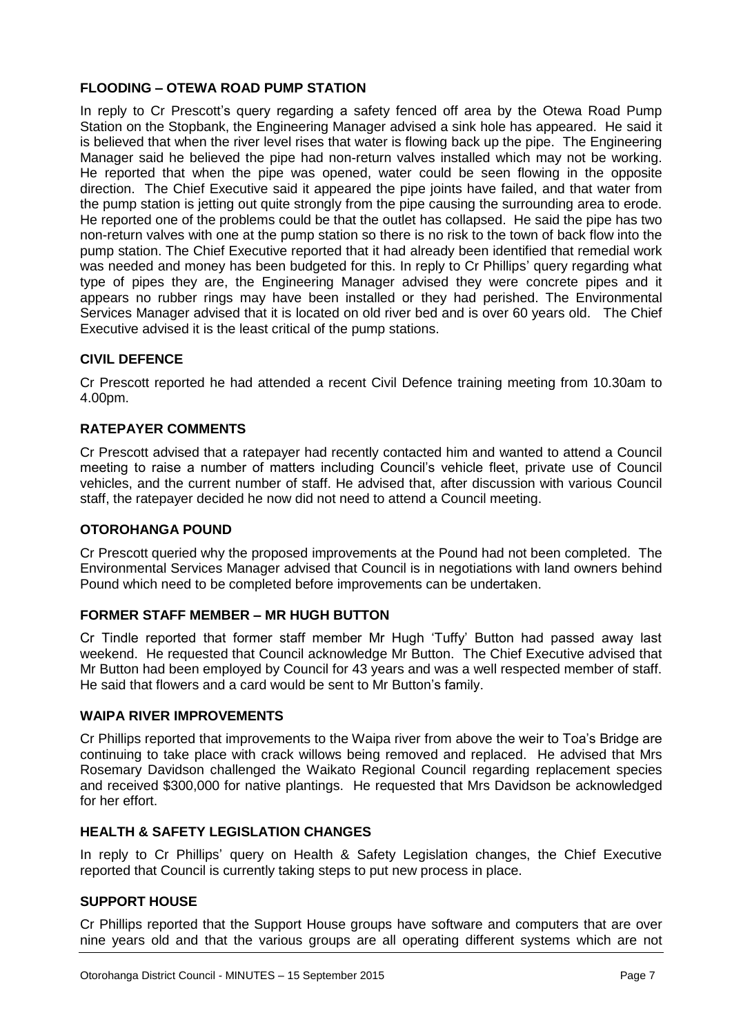**FLOODING – OTEWA ROAD PUMP STATION**

In reply to Cr Prescott's query regarding a safety fenced off area by the Otewa Road Pump Station on the Stopbank, the Engineering Manager advised a sink hole has appeared. He said it is believed that when the river level rises that water is flowing back up the pipe. The Engineering Manager said he believed the pipe had non-return valves installed which may not be working. He reported that when the pipe was opened, water could be seen flowing in the opposite direction. The Chief Executive said it appeared the pipe joints have failed, and that water from the pump station is jetting out quite strongly from the pipe causing the surrounding area to erode. He reported one of the problems could be that the outlet has collapsed. He said the pipe has two non-return valves with one at the pump station so there is no risk to the town of back flow into the pump station. The Chief Executive reported that it had already been identified that remedial work was needed and money has been budgeted for this. In reply to Cr Phillips' query regarding what type of pipes they are, the Engineering Manager advised they were concrete pipes and it appears no rubber rings may have been installed or they had perished. The Environmental Services Manager advised that it is located on old river bed and is over 60 years old. The Chief Executive advised it is the least critical of the pump stations.

**CIVIL DEFENCE**

Cr Prescott reported he had attended a recent Civil Defence training meeting from 10.30am to 4.00pm.

**RATEPAYER COMMENTS**

Cr Prescott advised that a ratepayer had recently contacted him and wanted to attend a Council meeting to raise a number of matters including Council's vehicle fleet, private use of Council vehicles, and the current number of staff. He advised that, after discussion with various Council staff, the ratepayer decided he now did not need to attend a Council meeting.

**OTOROHANGA POUND**

Cr Prescott queried why the proposed improvements at the Pound had not been completed. The Environmental Services Manager advised that Council is in negotiations with land owners behind Pound which need to be completed before improvements can be undertaken.

**FORMER STAFF MEMBER – MR HUGH BUTTON**

Cr Tindle reported that former staff member Mr Hugh 'Tuffy' Button had passed away last weekend. He requested that Council acknowledge Mr Button. The Chief Executive advised that Mr Button had been employed by Council for 43 years and was a well respected member of staff. He said that flowers and a card would be sent to Mr Button's family.

**WAIPA RIVER IMPROVEMENTS**

Cr Phillips reported that improvements to the Waipa river from above the weir to Toa's Bridge are continuing to take place with crack willows being removed and replaced. He advised that Mrs Rosemary Davidson challenged the Waikato Regional Council regarding replacement species and received $300,000 for native plantings. He requested that Mrs Davidson be acknowledged for her effort.

**HEALTH & SAFETY LEGISLATION CHANGES**

In reply to Cr Phillips' query on Health & Safety Legislation changes, the Chief Executive reported that Council is currently taking steps to put new process in place.

**SUPPORT HOUSE**

Cr Phillips reported that the Support House groups have software and computers that are over nine years old and that the various groups are all operating different systems which are not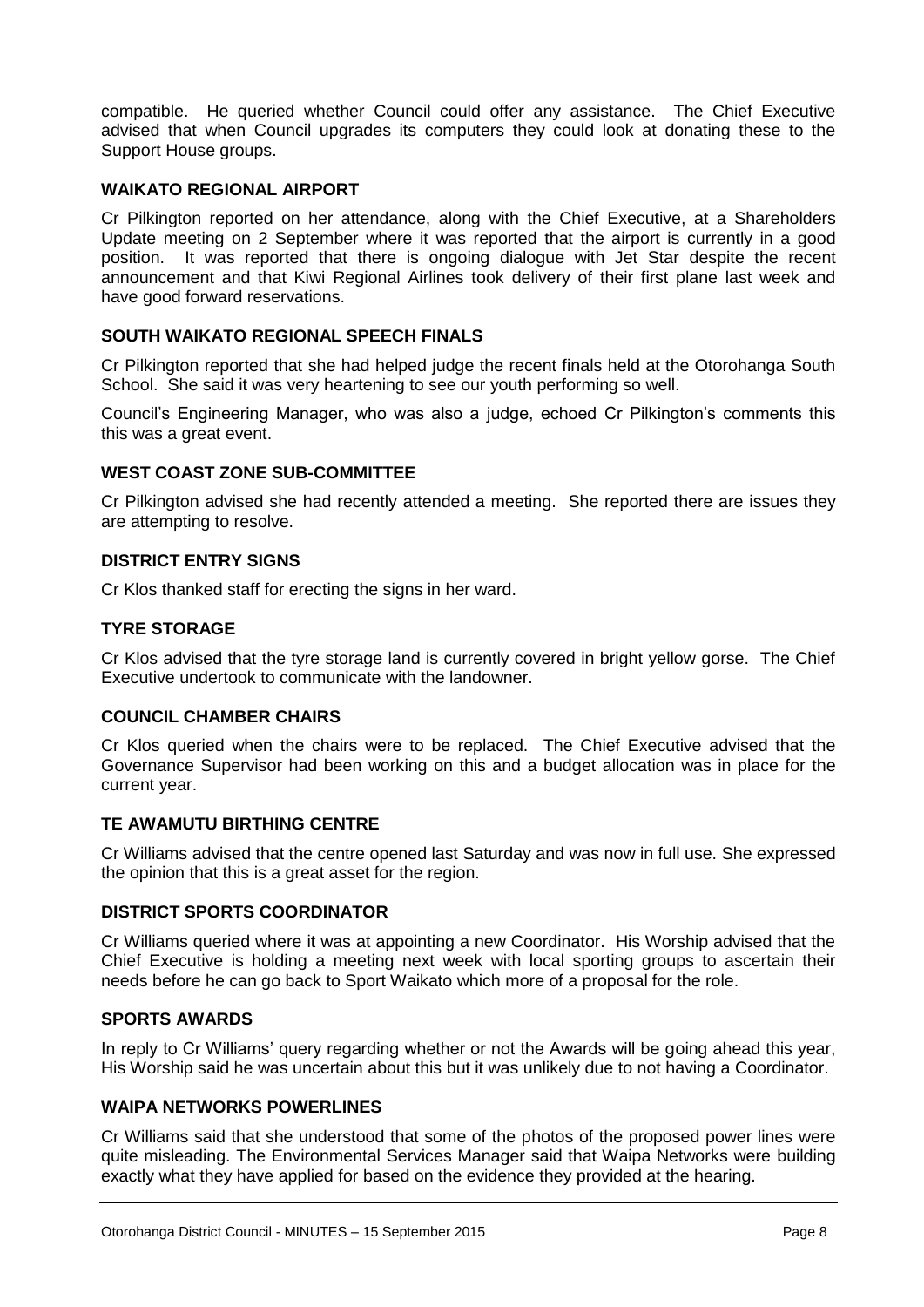compatible. He queried whether Council could offer any assistance. The Chief Executive advised that when Council upgrades its computers they could look at donating these to the Support House groups.

**WAIKATO REGIONAL AIRPORT**

Cr Pilkington reported on her attendance, along with the Chief Executive, at a Shareholders Update meeting on 2 September where it was reported that the airport is currently in a good position. It was reported that there is ongoing dialogue with Jet Star despite the recent announcement and that Kiwi Regional Airlines took delivery of their first plane last week and have good forward reservations.

**SOUTH WAIKATO REGIONAL SPEECH FINALS**

Cr Pilkington reported that she had helped judge the recent finals held at the Otorohanga South School. She said it was very heartening to see our youth performing so well.

Council's Engineering Manager, who was also a judge, echoed Cr Pilkington's comments this this was a great event.

**WEST COAST ZONE SUB-COMMITTEE**

Cr Pilkington advised she had recently attended a meeting. She reported there are issues they are attempting to resolve.

**DISTRICT ENTRY SIGNS**

Cr Klos thanked staff for erecting the signs in her ward.

**TYRE STORAGE**

Cr Klos advised that the tyre storage land is currently covered in bright yellow gorse. The Chief Executive undertook to communicate with the landowner.

**COUNCIL CHAMBER CHAIRS**

Cr Klos queried when the chairs were to be replaced. The Chief Executive advised that the Governance Supervisor had been working on this and a budget allocation was in place for the current year.

**TE AWAMUTU BIRTHING CENTRE**

Cr Williams advised that the centre opened last Saturday and was now in full use. She expressed the opinion that this is a great asset for the region.

**DISTRICT SPORTS COORDINATOR**

Cr Williams queried where it was at appointing a new Coordinator. His Worship advised that the Chief Executive is holding a meeting next week with local sporting groups to ascertain their needs before he can go back to Sport Waikato which more of a proposal for the role.

**SPORTS AWARDS**

In reply to Cr Williams' query regarding whether or not the Awards will be going ahead this year, His Worship said he was uncertain about this but it was unlikely due to not having a Coordinator.

**WAIPA NETWORKS POWERLINES**

Cr Williams said that she understood that some of the photos of the proposed power lines were quite misleading. The Environmental Services Manager said that Waipa Networks were building exactly what they have applied for based on the evidence they provided at the hearing.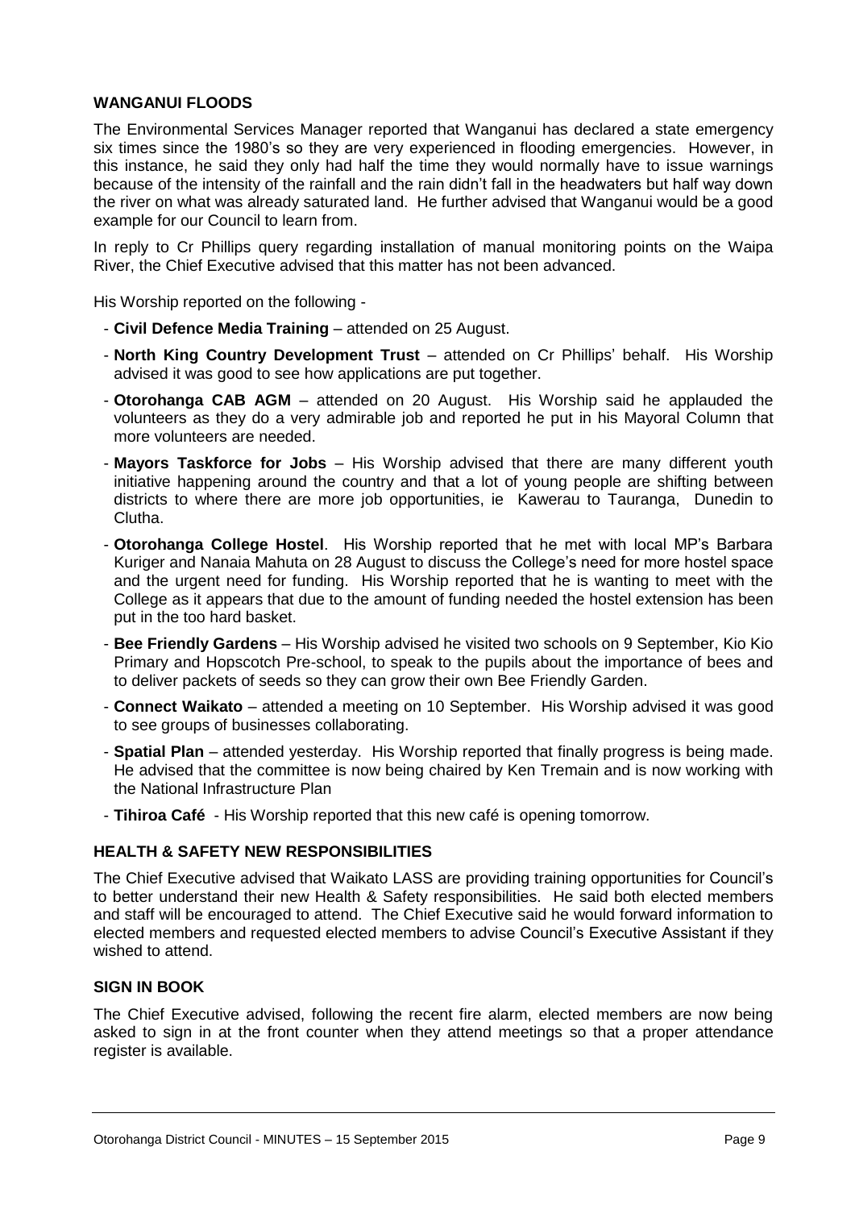**WANGANUI FLOODS**

The Environmental Services Manager reported that Wanganui has declared a state emergency six times since the 1980's so they are very experienced in flooding emergencies. However, in this instance, he said they only had half the time they would normally have to issue warnings because of the intensity of the rainfall and the rain didn't fall in the headwaters but half way down the river on what was already saturated land. He further advised that Wanganui would be a good example for our Council to learn from.

In reply to Cr Phillips query regarding installation of manual monitoring points on the Waipa River, the Chief Executive advised that this matter has not been advanced.

His Worship reported on the following -

- **Civil Defence Media Training** – attended on 25 August.
- **North King Country Development Trust** – attended on Cr Phillips' behalf. His Worship advised it was good to see how applications are put together.
- **Otorohanga CAB AGM** – attended on 20 August. His Worship said he applauded the volunteers as they do a very admirable job and reported he put in his Mayoral Column that more volunteers are needed.
- **Mayors Taskforce for Jobs** – His Worship advised that there are many different youth initiative happening around the country and that a lot of young people are shifting between districts to where there are more job opportunities, ie Kawerau to Tauranga, Dunedin to Clutha.
- **Otorohanga College Hostel**. His Worship reported that he met with local MP's Barbara Kuriger and Nanaia Mahuta on 28 August to discuss the College's need for more hostel space and the urgent need for funding. His Worship reported that he is wanting to meet with the College as it appears that due to the amount of funding needed the hostel extension has been put in the too hard basket.
- **Bee Friendly Gardens** – His Worship advised he visited two schools on 9 September, Kio Kio Primary and Hopscotch Pre-school, to speak to the pupils about the importance of bees and to deliver packets of seeds so they can grow their own Bee Friendly Garden.
- **Connect Waikato** – attended a meeting on 10 September. His Worship advised it was good to see groups of businesses collaborating.
- **Spatial Plan** – attended yesterday. His Worship reported that finally progress is being made. He advised that the committee is now being chaired by Ken Tremain and is now working with the National Infrastructure Plan
- **Tihiroa Café** - His Worship reported that this new café is opening tomorrow.

**HEALTH & SAFETY NEW RESPONSIBILITIES**

The Chief Executive advised that Waikato LASS are providing training opportunities for Council's to better understand their new Health & Safety responsibilities. He said both elected members and staff will be encouraged to attend. The Chief Executive said he would forward information to elected members and requested elected members to advise Council's Executive Assistant if they wished to attend.

**SIGN IN BOOK**

The Chief Executive advised, following the recent fire alarm, elected members are now being asked to sign in at the front counter when they attend meetings so that a proper attendance register is available.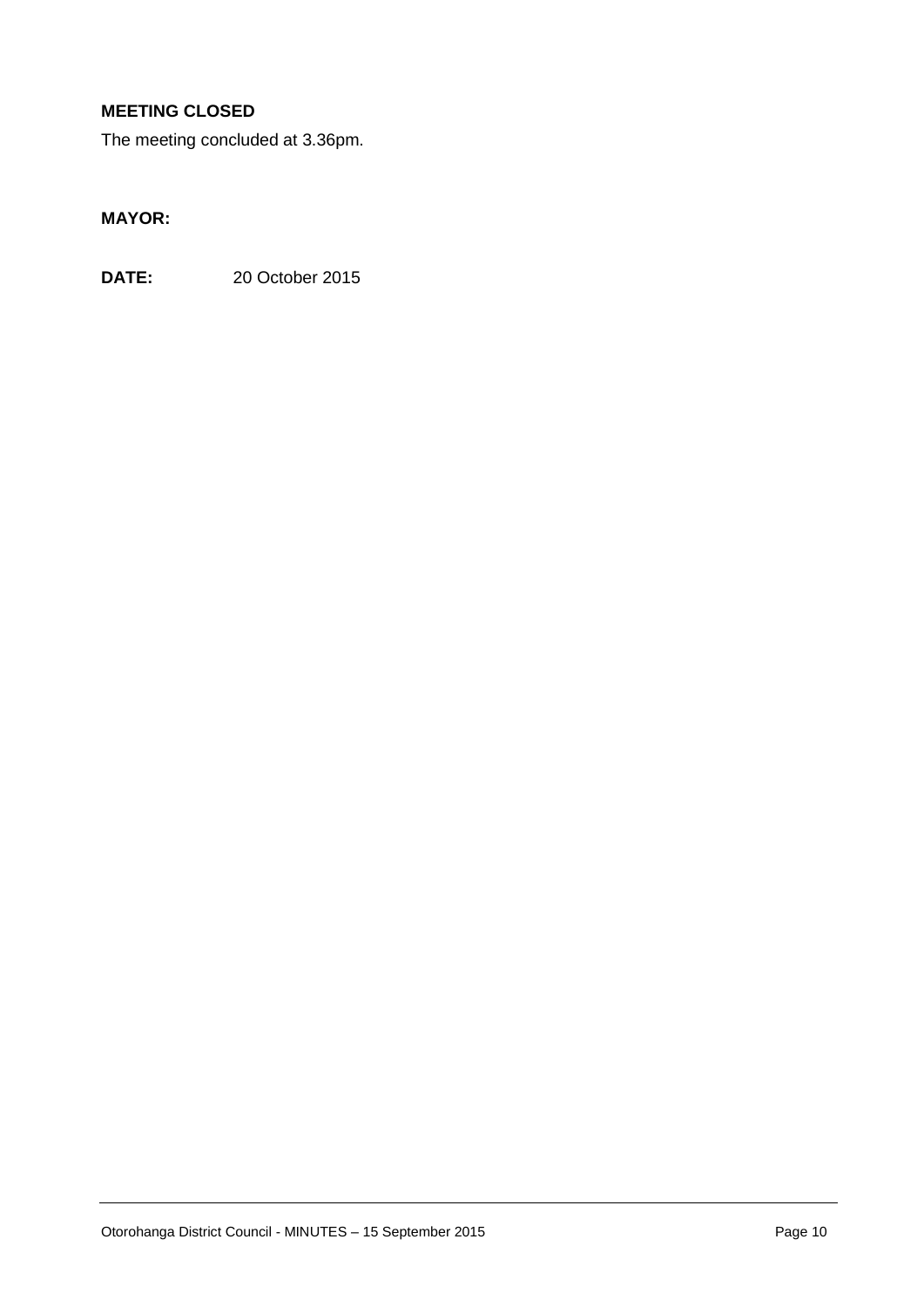**MEETING CLOSED**

The meeting concluded at 3.36pm.

**MAYOR:**

**DATE:** 20 October 2015